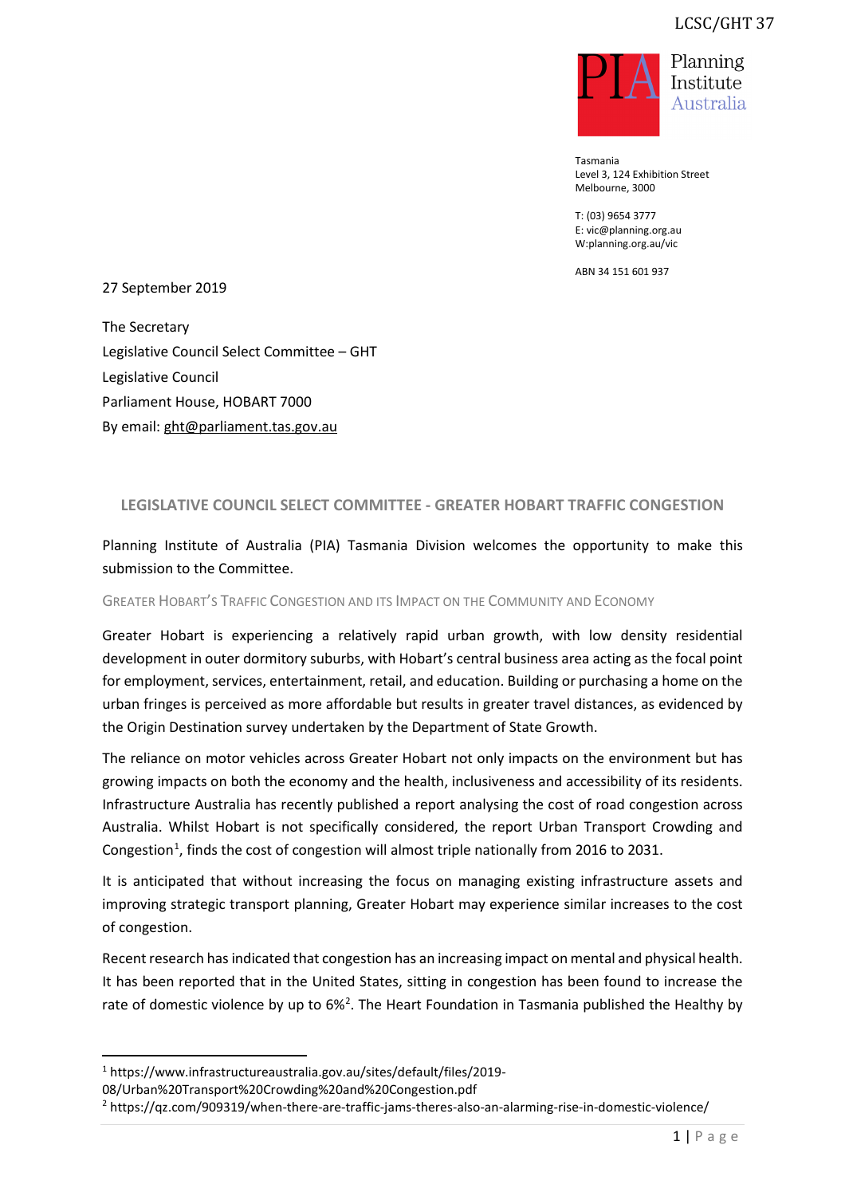LCSC/GHT 37

Planning Institute Australia

Tasmania
Level 3, 124 Exhibition Street
Melbourne, 3000

T: (03) 9654 3777
E: vic@planning.org.au
W:planning.org.au/vic

ABN 34 151 601 937

27 September 2019

The Secretary
Legislative Council Select Committee – GHT
Legislative Council
Parliament House, HOBART 7000
By email: ght@parliament.tas.gov.au

## LEGISLATIVE COUNCIL SELECT COMMITTEE - GREATER HOBART TRAFFIC CONGESTION

Planning Institute of Australia (PIA) Tasmania Division welcomes the opportunity to make this submission to the Committee.

### Greater Hobart's Traffic Congestion and its Impact on the Community and Economy

Greater Hobart is experiencing a relatively rapid urban growth, with low density residential development in outer dormitory suburbs, with Hobart's central business area acting as the focal point for employment, services, entertainment, retail, and education. Building or purchasing a home on the urban fringes is perceived as more affordable but results in greater travel distances, as evidenced by the Origin Destination survey undertaken by the Department of State Growth.

The reliance on motor vehicles across Greater Hobart not only impacts on the environment but has growing impacts on both the economy and the health, inclusiveness and accessibility of its residents. Infrastructure Australia has recently published a report analysing the cost of road congestion across Australia. Whilst Hobart is not specifically considered, the report Urban Transport Crowding and Congestion[1], finds the cost of congestion will almost triple nationally from 2016 to 2031.

It is anticipated that without increasing the focus on managing existing infrastructure assets and improving strategic transport planning, Greater Hobart may experience similar increases to the cost of congestion.

Recent research has indicated that congestion has an increasing impact on mental and physical health. It has been reported that in the United States, sitting in congestion has been found to increase the rate of domestic violence by up to 6%[2]. The Heart Foundation in Tasmania published the Healthy by

---

[1] https://www.infrastructureaustralia.gov.au/sites/default/files/2019-08/Urban%20Transport%20Crowding%20and%20Congestion.pdf

[2] https://qz.com/909319/when-there-are-traffic-jams-theres-also-an-alarming-rise-in-domestic-violence/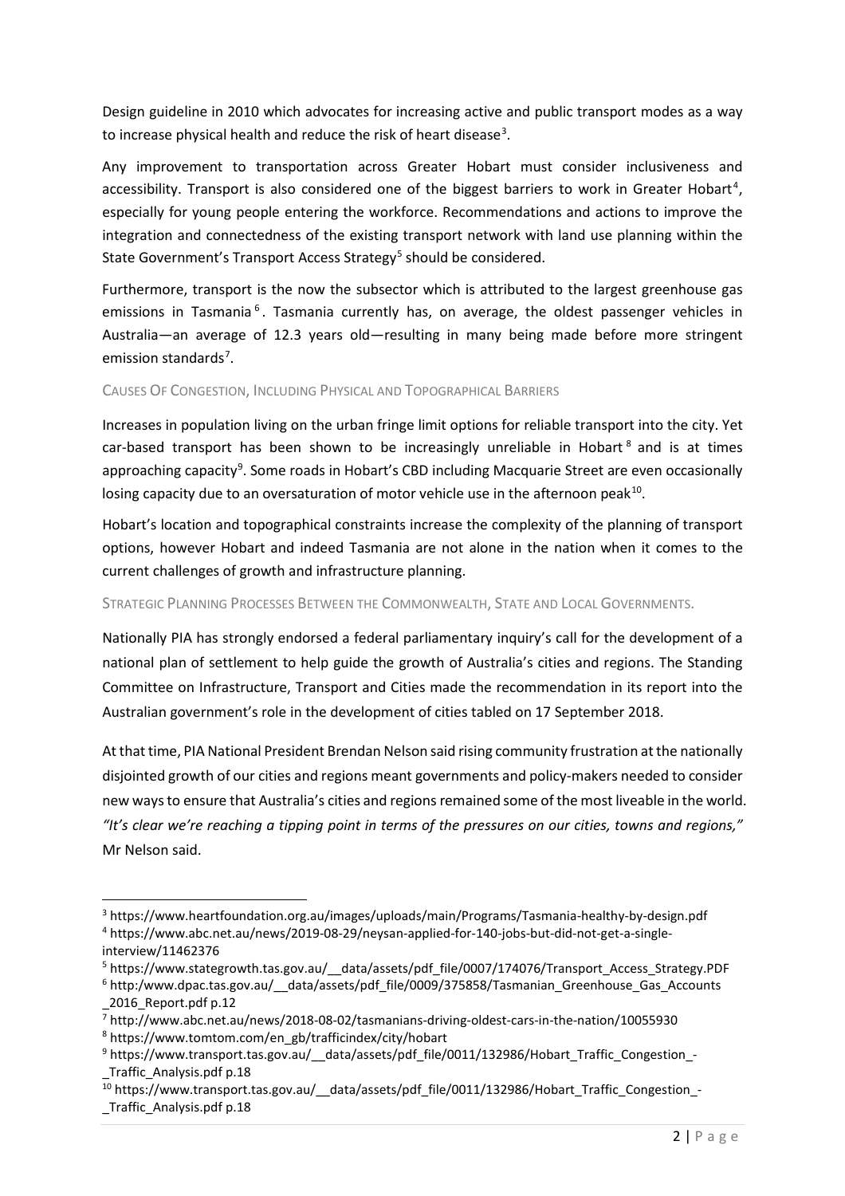Design guideline in 2010 which advocates for increasing active and public transport modes as a way to increase physical health and reduce the risk of heart disease[3].

Any improvement to transportation across Greater Hobart must consider inclusiveness and accessibility. Transport is also considered one of the biggest barriers to work in Greater Hobart[4], especially for young people entering the workforce. Recommendations and actions to improve the integration and connectedness of the existing transport network with land use planning within the State Government's Transport Access Strategy[5] should be considered.

Furthermore, transport is the now the subsector which is attributed to the largest greenhouse gas emissions in Tasmania[6]. Tasmania currently has, on average, the oldest passenger vehicles in Australia—an average of 12.3 years old—resulting in many being made before more stringent emission standards[7].

### Causes Of Congestion, Including Physical and Topographical Barriers

Increases in population living on the urban fringe limit options for reliable transport into the city. Yet car-based transport has been shown to be increasingly unreliable in Hobart[8] and is at times approaching capacity[9]. Some roads in Hobart's CBD including Macquarie Street are even occasionally losing capacity due to an oversaturation of motor vehicle use in the afternoon peak[10].

Hobart's location and topographical constraints increase the complexity of the planning of transport options, however Hobart and indeed Tasmania are not alone in the nation when it comes to the current challenges of growth and infrastructure planning.

### Strategic Planning Processes Between the Commonwealth, State and Local Governments.

Nationally PIA has strongly endorsed a federal parliamentary inquiry's call for the development of a national plan of settlement to help guide the growth of Australia's cities and regions. The Standing Committee on Infrastructure, Transport and Cities made the recommendation in its report into the Australian government's role in the development of cities tabled on 17 September 2018.

At that time, PIA National President Brendan Nelson said rising community frustration at the nationally disjointed growth of our cities and regions meant governments and policy-makers needed to consider new ways to ensure that Australia's cities and regions remained some of the most liveable in the world. *"It's clear we're reaching a tipping point in terms of the pressures on our cities, towns and regions,"* Mr Nelson said.

---

[3] https://www.heartfoundation.org.au/images/uploads/main/Programs/Tasmania-healthy-by-design.pdf

[4] https://www.abc.net.au/news/2019-08-29/neysan-applied-for-140-jobs-but-did-not-get-a-single-interview/11462376

[5] https://www.stategrowth.tas.gov.au/__data/assets/pdf_file/0007/174076/Transport_Access_Strategy.PDF

[6] http:/www.dpac.tas.gov.au/__data/assets/pdf_file/0009/375858/Tasmanian_Greenhouse_Gas_Accounts_2016_Report.pdf p.12

[7] http://www.abc.net.au/news/2018-08-02/tasmanians-driving-oldest-cars-in-the-nation/10055930

[8] https://www.tomtom.com/en_gb/trafficindex/city/hobart

[9] https://www.transport.tas.gov.au/__data/assets/pdf_file/0011/132986/Hobart_Traffic_Congestion_-_Traffic_Analysis.pdf p.18

[10] https://www.transport.tas.gov.au/__data/assets/pdf_file/0011/132986/Hobart_Traffic_Congestion_-_Traffic_Analysis.pdf p.18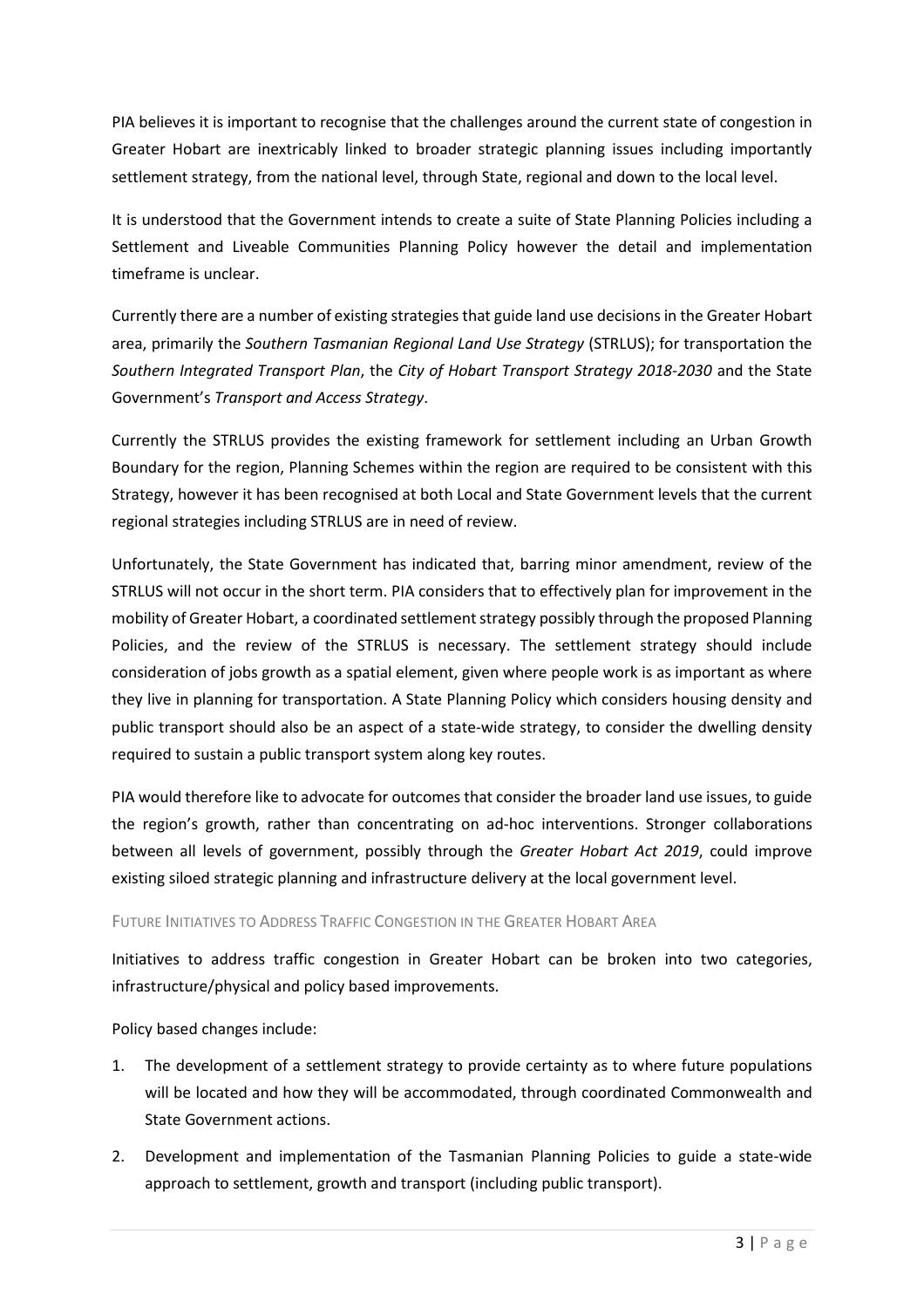PIA believes it is important to recognise that the challenges around the current state of congestion in Greater Hobart are inextricably linked to broader strategic planning issues including importantly settlement strategy, from the national level, through State, regional and down to the local level.

It is understood that the Government intends to create a suite of State Planning Policies including a Settlement and Liveable Communities Planning Policy however the detail and implementation timeframe is unclear.

Currently there are a number of existing strategies that guide land use decisions in the Greater Hobart area, primarily the *Southern Tasmanian Regional Land Use Strategy* (STRLUS); for transportation the *Southern Integrated Transport Plan*, the *City of Hobart Transport Strategy 2018-2030* and the State Government's *Transport and Access Strategy*.

Currently the STRLUS provides the existing framework for settlement including an Urban Growth Boundary for the region, Planning Schemes within the region are required to be consistent with this Strategy, however it has been recognised at both Local and State Government levels that the current regional strategies including STRLUS are in need of review.

Unfortunately, the State Government has indicated that, barring minor amendment, review of the STRLUS will not occur in the short term. PIA considers that to effectively plan for improvement in the mobility of Greater Hobart, a coordinated settlement strategy possibly through the proposed Planning Policies, and the review of the STRLUS is necessary. The settlement strategy should include consideration of jobs growth as a spatial element, given where people work is as important as where they live in planning for transportation. A State Planning Policy which considers housing density and public transport should also be an aspect of a state-wide strategy, to consider the dwelling density required to sustain a public transport system along key routes.

PIA would therefore like to advocate for outcomes that consider the broader land use issues, to guide the region's growth, rather than concentrating on ad-hoc interventions. Stronger collaborations between all levels of government, possibly through the *Greater Hobart Act 2019*, could improve existing siloed strategic planning and infrastructure delivery at the local government level.

### Future Initiatives to Address Traffic Congestion in the Greater Hobart Area

Initiatives to address traffic congestion in Greater Hobart can be broken into two categories, infrastructure/physical and policy based improvements.

Policy based changes include:

1. The development of a settlement strategy to provide certainty as to where future populations will be located and how they will be accommodated, through coordinated Commonwealth and State Government actions.
2. Development and implementation of the Tasmanian Planning Policies to guide a state-wide approach to settlement, growth and transport (including public transport).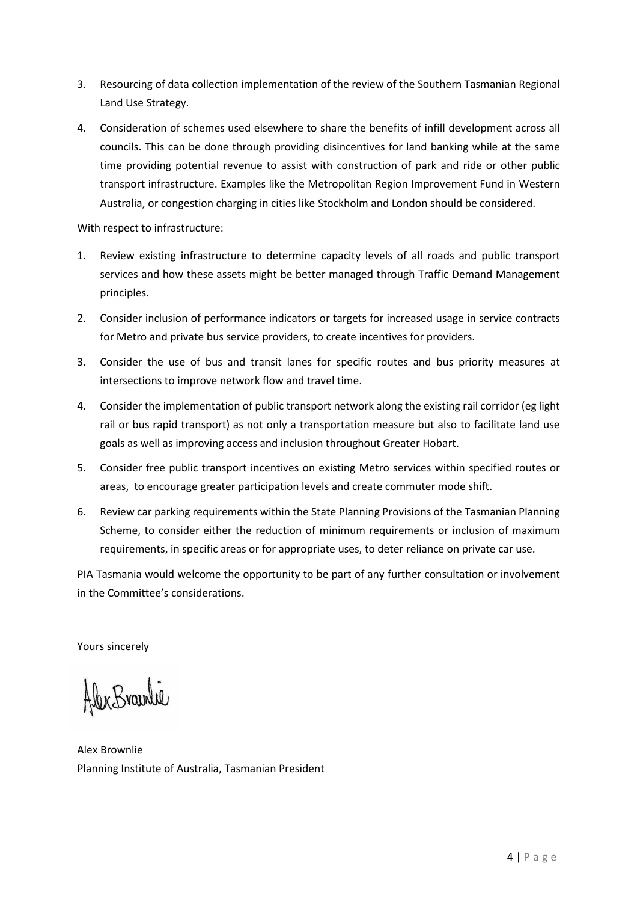3. Resourcing of data collection implementation of the review of the Southern Tasmanian Regional Land Use Strategy.
4. Consideration of schemes used elsewhere to share the benefits of infill development across all councils. This can be done through providing disincentives for land banking while at the same time providing potential revenue to assist with construction of park and ride or other public transport infrastructure. Examples like the Metropolitan Region Improvement Fund in Western Australia, or congestion charging in cities like Stockholm and London should be considered.

With respect to infrastructure:

1. Review existing infrastructure to determine capacity levels of all roads and public transport services and how these assets might be better managed through Traffic Demand Management principles.
2. Consider inclusion of performance indicators or targets for increased usage in service contracts for Metro and private bus service providers, to create incentives for providers.
3. Consider the use of bus and transit lanes for specific routes and bus priority measures at intersections to improve network flow and travel time.
4. Consider the implementation of public transport network along the existing rail corridor (eg light rail or bus rapid transport) as not only a transportation measure but also to facilitate land use goals as well as improving access and inclusion throughout Greater Hobart.
5. Consider free public transport incentives on existing Metro services within specified routes or areas, to encourage greater participation levels and create commuter mode shift.
6. Review car parking requirements within the State Planning Provisions of the Tasmanian Planning Scheme, to consider either the reduction of minimum requirements or inclusion of maximum requirements, in specific areas or for appropriate uses, to deter reliance on private car use.

PIA Tasmania would welcome the opportunity to be part of any further consultation or involvement in the Committee's considerations.

Yours sincerely

Alex Brownlie
Planning Institute of Australia, Tasmanian President